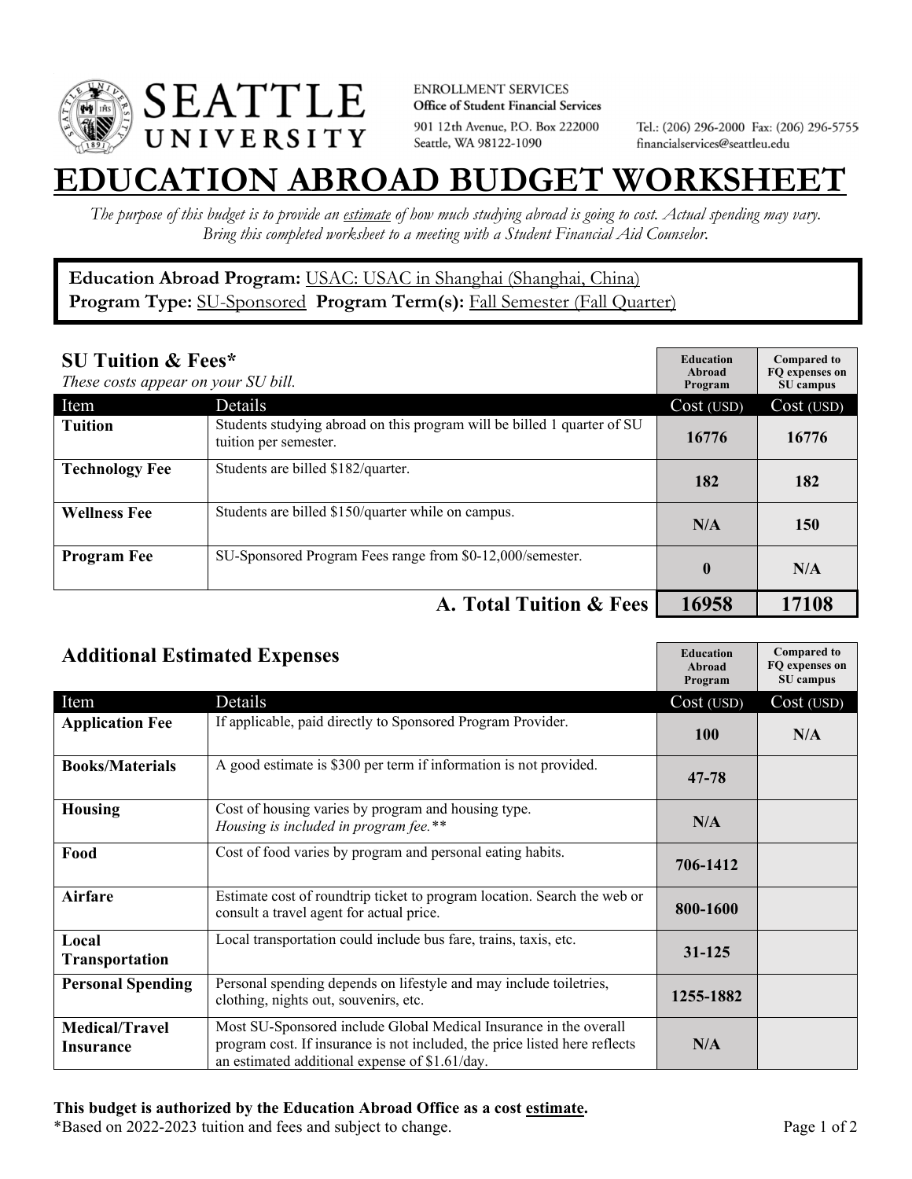ENROLLMENT SERVICES
**Office of Student Financial Services**
901 12th Avenue, P.O. Box 222000
Seattle, WA 98122-1090

Tel.: (206) 296-2000 Fax: (206) 296-5755
financialservices@seattleu.edu

# EDUCATION ABROAD BUDGET WORKSHEET

*The purpose of this budget is to provide an estimate of how much studying abroad is going to cost. Actual spending may vary. Bring this completed worksheet to a meeting with a Student Financial Aid Counselor.*

**Education Abroad Program:** USAC: USAC in Shanghai (Shanghai, China)
**Program Type:** SU-Sponsored **Program Term(s):** Fall Semester (Fall Quarter)

## SU Tuition & Fees*

*These costs appear on your SU bill.*

| Item | Details | Education Abroad Program Cost (USD) | Compared to FQ expenses on SU campus Cost (USD) |
|---|---|---|---|
| **Tuition** | Students studying abroad on this program will be billed 1 quarter of SU tuition per semester. | 16776 | 16776 |
| **Technology Fee** | Students are billed $182/quarter. | 182 | 182 |
| **Wellness Fee** | Students are billed $150/quarter while on campus. | N/A | 150 |
| **Program Fee** | SU-Sponsored Program Fees range from $0-12,000/semester. | 0 | N/A |
| | **A. Total Tuition & Fees** | **16958** | **17108** |

## Additional Estimated Expenses

| Item | Details | Education Abroad Program Cost (USD) | Compared to FQ expenses on SU campus Cost (USD) |
|---|---|---|---|
| **Application Fee** | If applicable, paid directly to Sponsored Program Provider. | 100 | N/A |
| **Books/Materials** | A good estimate is $300 per term if information is not provided. | 47-78 | |
| **Housing** | Cost of housing varies by program and housing type. *Housing is included in program fee.*** | N/A | |
| **Food** | Cost of food varies by program and personal eating habits. | 706-1412 | |
| **Airfare** | Estimate cost of roundtrip ticket to program location. Search the web or consult a travel agent for actual price. | 800-1600 | |
| **Local Transportation** | Local transportation could include bus fare, trains, taxis, etc. | 31-125 | |
| **Personal Spending** | Personal spending depends on lifestyle and may include toiletries, clothing, nights out, souvenirs, etc. | 1255-1882 | |
| **Medical/Travel Insurance** | Most SU-Sponsored include Global Medical Insurance in the overall program cost. If insurance is not included, the price listed here reflects an estimated additional expense of $1.61/day. | N/A | |

**This budget is authorized by the Education Abroad Office as a cost estimate.**
*Based on 2022-2023 tuition and fees and subject to change.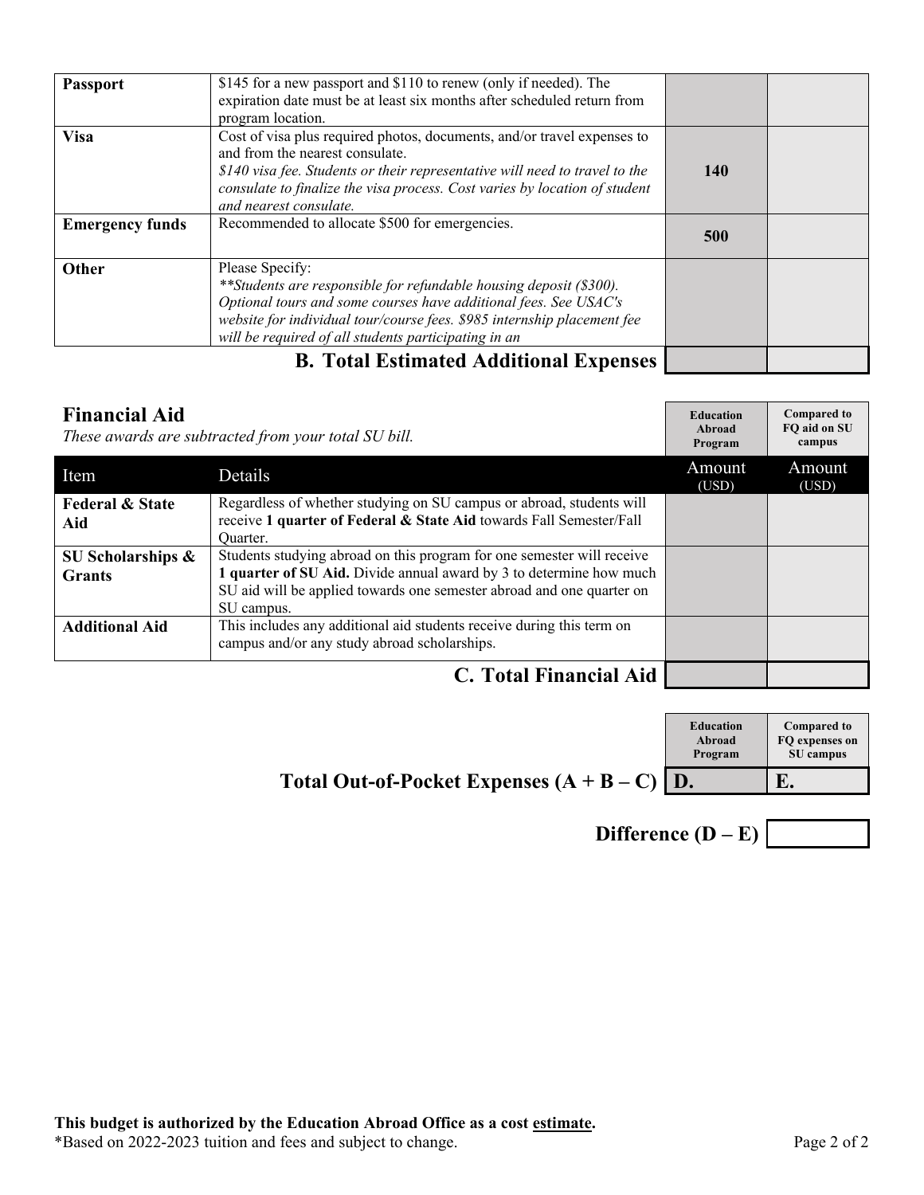| | | | |
|---|---|---|---|
| **Passport** | $145 for a new passport and $110 to renew (only if needed). The expiration date must be at least six months after scheduled return from program location. | | |
| **Visa** | Cost of visa plus required photos, documents, and/or travel expenses to and from the nearest consulate.<br>*$140 visa fee. Students or their representative will need to travel to the consulate to finalize the visa process. Cost varies by location of student and nearest consulate.* | **140** | |
| **Emergency funds** | Recommended to allocate $500 for emergencies. | **500** | |
| **Other** | Please Specify:<br>*\*\*Students are responsible for refundable housing deposit ($300). Optional tours and some courses have additional fees. See USAC's website for individual tour/course fees. $985 internship placement fee will be required of all students participating in an* | | |
| | **B. Total Estimated Additional Expenses** | | |

## Financial Aid

*These awards are subtracted from your total SU bill.*

| Item | Details | Education Abroad Program<br>Amount (USD) | Compared to FQ aid on SU campus<br>Amount (USD) |
|---|---|---|---|
| **Federal & State Aid** | Regardless of whether studying on SU campus or abroad, students will receive **1 quarter of Federal & State Aid** towards Fall Semester/Fall Quarter. | | |
| **SU Scholarships & Grants** | Students studying abroad on this program for one semester will receive **1 quarter of SU Aid.** Divide annual award by 3 to determine how much SU aid will be applied towards one semester abroad and one quarter on SU campus. | | |
| **Additional Aid** | This includes any additional aid students receive during this term on campus and/or any study abroad scholarships. | | |
| | **C. Total Financial Aid** | | |

| | Education Abroad Program | Compared to FQ expenses on SU campus |
|---|---|---|
| **Total Out-of-Pocket Expenses (A + B – C)** | **D.** | **E.** |

**Difference (D – E)**

**This budget is authorized by the Education Abroad Office as a cost estimate.**

\*Based on 2022-2023 tuition and fees and subject to change.